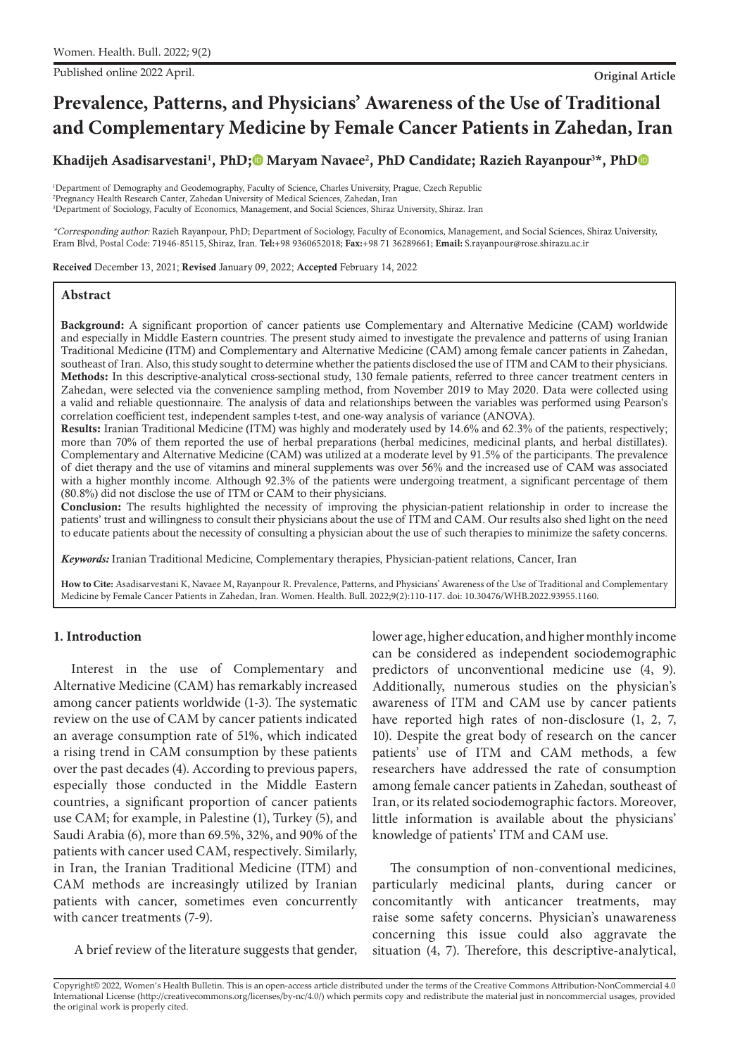Published online 2022 April.

**Original Article**

# Prevalence, Patterns, and Physicians' Awareness of the Use of Traditional and Complementary Medicine by Female Cancer Patients in Zahedan, Iran

**Khadijeh Asadisarvestani[1], PhD; Maryam Navaee[2], PhD Candidate; Razieh Rayanpour[3]*, PhD**

[1]Department of Demography and Geodemography, Faculty of Science, Charles University, Prague, Czech Republic
[2]Pregnancy Health Research Canter, Zahedan University of Medical Sciences, Zahedan, Iran
[3]Department of Sociology, Faculty of Economics, Management, and Social Sciences, Shiraz University, Shiraz. Iran

*\*Corresponding author:* Razieh Rayanpour, PhD; Department of Sociology, Faculty of Economics, Management, and Social Sciences, Shiraz University, Eram Blvd, Postal Code: 71946-85115, Shiraz, Iran. **Tel:**+98 9360652018; **Fax:**+98 71 36289661; **Email:** S.rayanpour@rose.shirazu.ac.ir

**Received** December 13, 2021; **Revised** January 09, 2022; **Accepted** February 14, 2022

## Abstract

**Background:** A significant proportion of cancer patients use Complementary and Alternative Medicine (CAM) worldwide and especially in Middle Eastern countries. The present study aimed to investigate the prevalence and patterns of using Iranian Traditional Medicine (ITM) and Complementary and Alternative Medicine (CAM) among female cancer patients in Zahedan, southeast of Iran. Also, this study sought to determine whether the patients disclosed the use of ITM and CAM to their physicians.

**Methods:** In this descriptive-analytical cross-sectional study, 130 female patients, referred to three cancer treatment centers in Zahedan, were selected via the convenience sampling method, from November 2019 to May 2020. Data were collected using a valid and reliable questionnaire. The analysis of data and relationships between the variables was performed using Pearson's correlation coefficient test, independent samples t-test, and one-way analysis of variance (ANOVA).

**Results:** Iranian Traditional Medicine (ITM) was highly and moderately used by 14.6% and 62.3% of the patients, respectively; more than 70% of them reported the use of herbal preparations (herbal medicines, medicinal plants, and herbal distillates). Complementary and Alternative Medicine (CAM) was utilized at a moderate level by 91.5% of the participants. The prevalence of diet therapy and the use of vitamins and mineral supplements was over 56% and the increased use of CAM was associated with a higher monthly income. Although 92.3% of the patients were undergoing treatment, a significant percentage of them (80.8%) did not disclose the use of ITM or CAM to their physicians.

**Conclusion:** The results highlighted the necessity of improving the physician-patient relationship in order to increase the patients' trust and willingness to consult their physicians about the use of ITM and CAM. Our results also shed light on the need to educate patients about the necessity of consulting a physician about the use of such therapies to minimize the safety concerns.

***Keywords:*** Iranian Traditional Medicine, Complementary therapies, Physician-patient relations, Cancer, Iran

**How to Cite:** Asadisarvestani K, Navaee M, Rayanpour R. Prevalence, Patterns, and Physicians' Awareness of the Use of Traditional and Complementary Medicine by Female Cancer Patients in Zahedan, Iran. Women. Health. Bull. 2022;9(2):110-117. doi: 10.30476/WHB.2022.93955.1160.

## 1. Introduction

Interest in the use of Complementary and Alternative Medicine (CAM) has remarkably increased among cancer patients worldwide (1-3). The systematic review on the use of CAM by cancer patients indicated an average consumption rate of 51%, which indicated a rising trend in CAM consumption by these patients over the past decades (4). According to previous papers, especially those conducted in the Middle Eastern countries, a significant proportion of cancer patients use CAM; for example, in Palestine (1), Turkey (5), and Saudi Arabia (6), more than 69.5%, 32%, and 90% of the patients with cancer used CAM, respectively. Similarly, in Iran, the Iranian Traditional Medicine (ITM) and CAM methods are increasingly utilized by Iranian patients with cancer, sometimes even concurrently with cancer treatments (7-9).

A brief review of the literature suggests that gender, lower age, higher education, and higher monthly income can be considered as independent sociodemographic predictors of unconventional medicine use (4, 9). Additionally, numerous studies on the physician's awareness of ITM and CAM use by cancer patients have reported high rates of non-disclosure (1, 2, 7, 10). Despite the great body of research on the cancer patients' use of ITM and CAM methods, a few researchers have addressed the rate of consumption among female cancer patients in Zahedan, southeast of Iran, or its related sociodemographic factors. Moreover, little information is available about the physicians' knowledge of patients' ITM and CAM use.

The consumption of non-conventional medicines, particularly medicinal plants, during cancer or concomitantly with anticancer treatments, may raise some safety concerns. Physician's unawareness concerning this issue could also aggravate the situation (4, 7). Therefore, this descriptive-analytical,

Copyright© 2022, Women's Health Bulletin. This is an open-access article distributed under the terms of the Creative Commons Attribution-NonCommercial 4.0 International License (http://creativecommons.org/licenses/by-nc/4.0/) which permits copy and redistribute the material just in noncommercial usages, provided the original work is properly cited.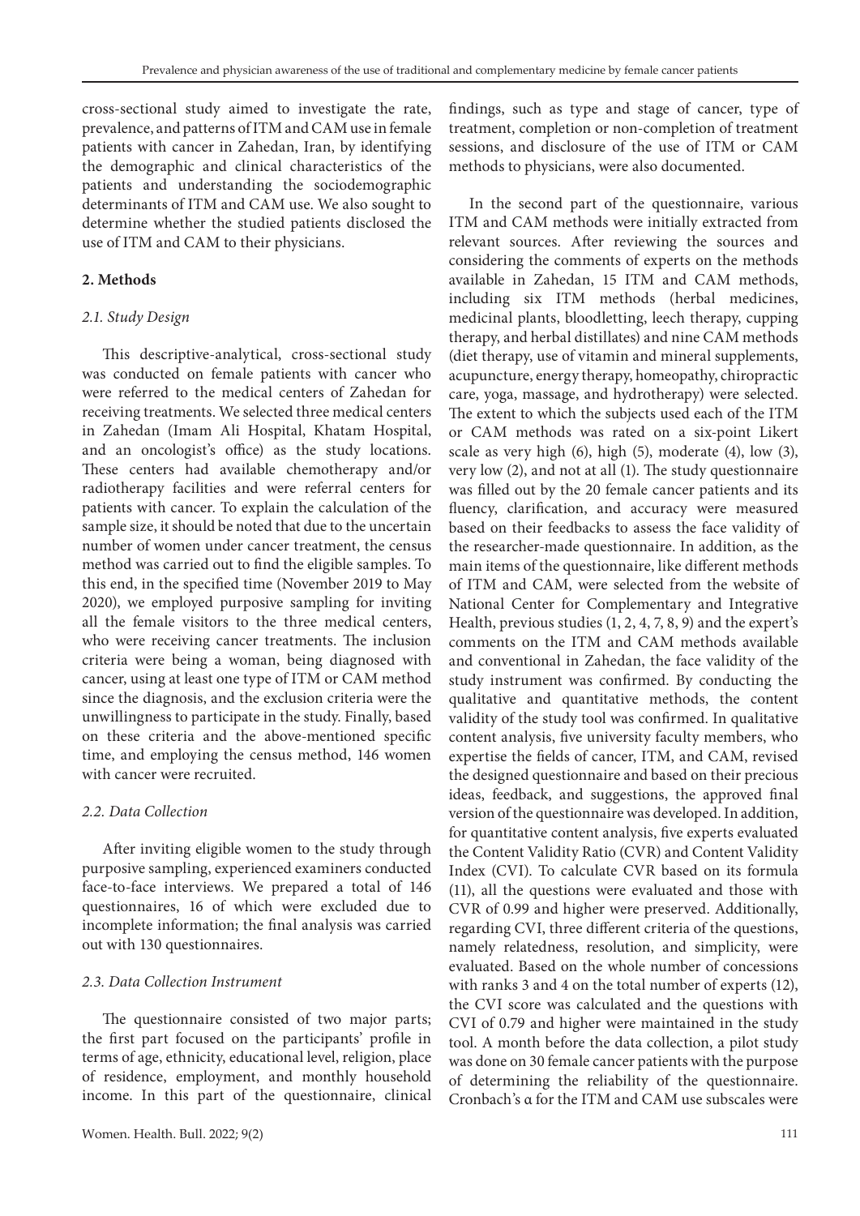cross-sectional study aimed to investigate the rate, prevalence, and patterns of ITM and CAM use in female patients with cancer in Zahedan, Iran, by identifying the demographic and clinical characteristics of the patients and understanding the sociodemographic determinants of ITM and CAM use. We also sought to determine whether the studied patients disclosed the use of ITM and CAM to their physicians.

## 2. Methods

### *2.1. Study Design*

This descriptive-analytical, cross-sectional study was conducted on female patients with cancer who were referred to the medical centers of Zahedan for receiving treatments. We selected three medical centers in Zahedan (Imam Ali Hospital, Khatam Hospital, and an oncologist's office) as the study locations. These centers had available chemotherapy and/or radiotherapy facilities and were referral centers for patients with cancer. To explain the calculation of the sample size, it should be noted that due to the uncertain number of women under cancer treatment, the census method was carried out to find the eligible samples. To this end, in the specified time (November 2019 to May 2020), we employed purposive sampling for inviting all the female visitors to the three medical centers, who were receiving cancer treatments. The inclusion criteria were being a woman, being diagnosed with cancer, using at least one type of ITM or CAM method since the diagnosis, and the exclusion criteria were the unwillingness to participate in the study. Finally, based on these criteria and the above-mentioned specific time, and employing the census method, 146 women with cancer were recruited.

### *2.2. Data Collection*

After inviting eligible women to the study through purposive sampling, experienced examiners conducted face-to-face interviews. We prepared a total of 146 questionnaires, 16 of which were excluded due to incomplete information; the final analysis was carried out with 130 questionnaires.

### *2.3. Data Collection Instrument*

The questionnaire consisted of two major parts; the first part focused on the participants' profile in terms of age, ethnicity, educational level, religion, place of residence, employment, and monthly household income. In this part of the questionnaire, clinical findings, such as type and stage of cancer, type of treatment, completion or non-completion of treatment sessions, and disclosure of the use of ITM or CAM methods to physicians, were also documented.

In the second part of the questionnaire, various ITM and CAM methods were initially extracted from relevant sources. After reviewing the sources and considering the comments of experts on the methods available in Zahedan, 15 ITM and CAM methods, including six ITM methods (herbal medicines, medicinal plants, bloodletting, leech therapy, cupping therapy, and herbal distillates) and nine CAM methods (diet therapy, use of vitamin and mineral supplements, acupuncture, energy therapy, homeopathy, chiropractic care, yoga, massage, and hydrotherapy) were selected. The extent to which the subjects used each of the ITM or CAM methods was rated on a six-point Likert scale as very high (6), high (5), moderate (4), low (3), very low (2), and not at all (1). The study questionnaire was filled out by the 20 female cancer patients and its fluency, clarification, and accuracy were measured based on their feedbacks to assess the face validity of the researcher-made questionnaire. In addition, as the main items of the questionnaire, like different methods of ITM and CAM, were selected from the website of National Center for Complementary and Integrative Health, previous studies (1, 2, 4, 7, 8, 9) and the expert's comments on the ITM and CAM methods available and conventional in Zahedan, the face validity of the study instrument was confirmed. By conducting the qualitative and quantitative methods, the content validity of the study tool was confirmed. In qualitative content analysis, five university faculty members, who expertise the fields of cancer, ITM, and CAM, revised the designed questionnaire and based on their precious ideas, feedback, and suggestions, the approved final version of the questionnaire was developed. In addition, for quantitative content analysis, five experts evaluated the Content Validity Ratio (CVR) and Content Validity Index (CVI). To calculate CVR based on its formula (11), all the questions were evaluated and those with CVR of 0.99 and higher were preserved. Additionally, regarding CVI, three different criteria of the questions, namely relatedness, resolution, and simplicity, were evaluated. Based on the whole number of concessions with ranks 3 and 4 on the total number of experts (12), the CVI score was calculated and the questions with CVI of 0.79 and higher were maintained in the study tool. A month before the data collection, a pilot study was done on 30 female cancer patients with the purpose of determining the reliability of the questionnaire. Cronbach's α for the ITM and CAM use subscales were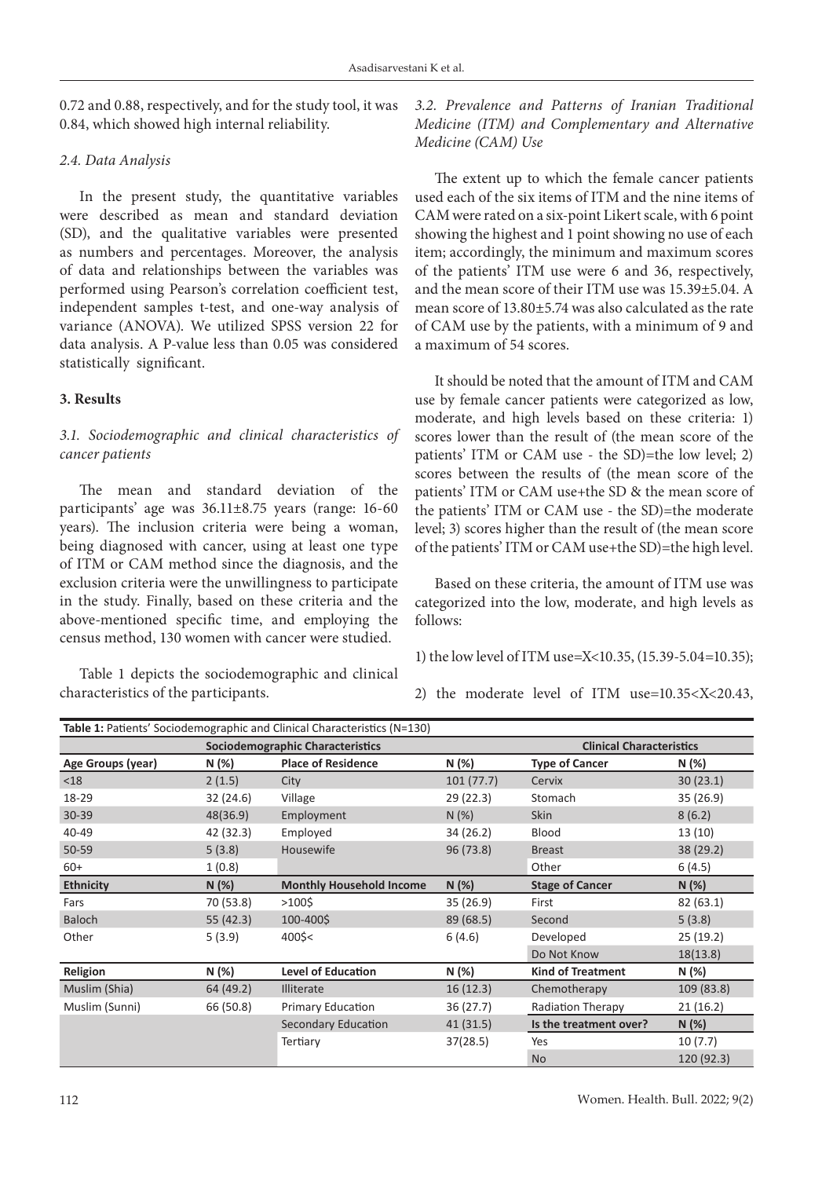0.72 and 0.88, respectively, and for the study tool, it was 0.84, which showed high internal reliability.

*2.4. Data Analysis*

In the present study, the quantitative variables were described as mean and standard deviation (SD), and the qualitative variables were presented as numbers and percentages. Moreover, the analysis of data and relationships between the variables was performed using Pearson's correlation coefficient test, independent samples t-test, and one-way analysis of variance (ANOVA). We utilized SPSS version 22 for data analysis. A P-value less than 0.05 was considered statistically significant.

## 3. Results

*3.1. Sociodemographic and clinical characteristics of cancer patients*

The mean and standard deviation of the participants' age was 36.11±8.75 years (range: 16-60 years). The inclusion criteria were being a woman, being diagnosed with cancer, using at least one type of ITM or CAM method since the diagnosis, and the exclusion criteria were the unwillingness to participate in the study. Finally, based on these criteria and the above-mentioned specific time, and employing the census method, 130 women with cancer were studied.

Table 1 depicts the sociodemographic and clinical characteristics of the participants.

*3.2. Prevalence and Patterns of Iranian Traditional Medicine (ITM) and Complementary and Alternative Medicine (CAM) Use*

The extent up to which the female cancer patients used each of the six items of ITM and the nine items of CAM were rated on a six-point Likert scale, with 6 point showing the highest and 1 point showing no use of each item; accordingly, the minimum and maximum scores of the patients' ITM use were 6 and 36, respectively, and the mean score of their ITM use was 15.39±5.04. A mean score of 13.80±5.74 was also calculated as the rate of CAM use by the patients, with a minimum of 9 and a maximum of 54 scores.

It should be noted that the amount of ITM and CAM use by female cancer patients were categorized as low, moderate, and high levels based on these criteria: 1) scores lower than the result of (the mean score of the patients' ITM or CAM use - the SD)=the low level; 2) scores between the results of (the mean score of the patients' ITM or CAM use+the SD & the mean score of the patients' ITM or CAM use - the SD)=the moderate level; 3) scores higher than the result of (the mean score of the patients' ITM or CAM use+the SD)=the high level.

Based on these criteria, the amount of ITM use was categorized into the low, moderate, and high levels as follows:

1) the low level of ITM use=X<10.35, (15.39-5.04=10.35);

2) the moderate level of ITM use=10.35<X<20.43,

**Table 1:** Patients' Sociodemographic and Clinical Characteristics (N=130)

| Sociodemographic Characteristics | | | | Clinical Characteristics | |
|---|---|---|---|---|---|
| **Age Groups (year)** | **N (%)** | **Place of Residence** | **N (%)** | **Type of Cancer** | **N (%)** |
| <18 | 2 (1.5) | City | 101 (77.7) | Cervix | 30 (23.1) |
| 18-29 | 32 (24.6) | Village | 29 (22.3) | Stomach | 35 (26.9) |
| 30-39 | 48(36.9) | Employment | N (%) | Skin | 8 (6.2) |
| 40-49 | 42 (32.3) | Employed | 34 (26.2) | Blood | 13 (10) |
| 50-59 | 5 (3.8) | Housewife | 96 (73.8) | Breast | 38 (29.2) |
| 60+ | 1 (0.8) | | | Other | 6 (4.5) |
| **Ethnicity** | **N (%)** | **Monthly Household Income** | **N (%)** | **Stage of Cancer** | **N (%)** |
| Fars | 70 (53.8) | >100$ | 35 (26.9) | First | 82 (63.1) |
| Baloch | 55 (42.3) | 100-400$ | 89 (68.5) | Second | 5 (3.8) |
| Other | 5 (3.9) | 400$< | 6 (4.6) | Developed | 25 (19.2) |
| | | | | Do Not Know | 18(13.8) |
| **Religion** | **N (%)** | **Level of Education** | **N (%)** | **Kind of Treatment** | **N (%)** |
| Muslim (Shia) | 64 (49.2) | Illiterate | 16 (12.3) | Chemotherapy | 109 (83.8) |
| Muslim (Sunni) | 66 (50.8) | Primary Education | 36 (27.7) | Radiation Therapy | 21 (16.2) |
| | | Secondary Education | 41 (31.5) | **Is the treatment over?** | **N (%)** |
| | | Tertiary | 37(28.5) | Yes | 10 (7.7) |
| | | | | No | 120 (92.3) |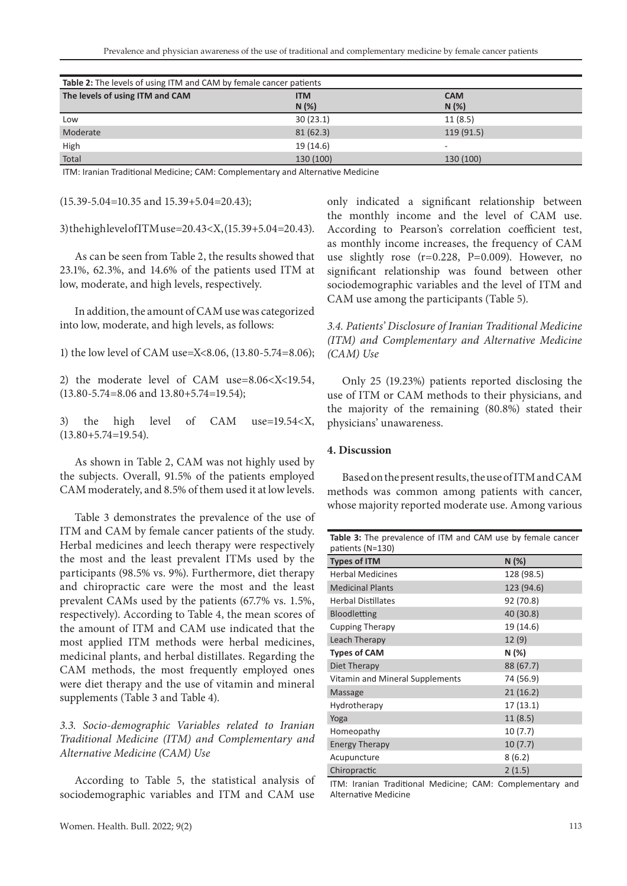**Table 2:** The levels of using ITM and CAM by female cancer patients

| The levels of using ITM and CAM | ITM N (%) | CAM N (%) |
|---|---|---|
| Low | 30 (23.1) | 11 (8.5) |
| Moderate | 81 (62.3) | 119 (91.5) |
| High | 19 (14.6) | - |
| Total | 130 (100) | 130 (100) |

ITM: Iranian Traditional Medicine; CAM: Complementary and Alternative Medicine

(15.39-5.04=10.35 and 15.39+5.04=20.43);

3) the high level of ITM use=20.43<X, (15.39+5.04=20.43).

As can be seen from Table 2, the results showed that 23.1%, 62.3%, and 14.6% of the patients used ITM at low, moderate, and high levels, respectively.

In addition, the amount of CAM use was categorized into low, moderate, and high levels, as follows:

1) the low level of CAM use=X<8.06, (13.80-5.74=8.06);

2) the moderate level of CAM use=8.06<X<19.54, (13.80-5.74=8.06 and 13.80+5.74=19.54);

3) the high level of CAM use=19.54<X, (13.80+5.74=19.54).

As shown in Table 2, CAM was not highly used by the subjects. Overall, 91.5% of the patients employed CAM moderately, and 8.5% of them used it at low levels.

Table 3 demonstrates the prevalence of the use of ITM and CAM by female cancer patients of the study. Herbal medicines and leech therapy were respectively the most and the least prevalent ITMs used by the participants (98.5% vs. 9%). Furthermore, diet therapy and chiropractic care were the most and the least prevalent CAMs used by the patients (67.7% vs. 1.5%, respectively). According to Table 4, the mean scores of the amount of ITM and CAM use indicated that the most applied ITM methods were herbal medicines, medicinal plants, and herbal distillates. Regarding the CAM methods, the most frequently employed ones were diet therapy and the use of vitamin and mineral supplements (Table 3 and Table 4).

### *3.3. Socio-demographic Variables related to Iranian Traditional Medicine (ITM) and Complementary and Alternative Medicine (CAM) Use*

According to Table 5, the statistical analysis of sociodemographic variables and ITM and CAM use only indicated a significant relationship between the monthly income and the level of CAM use. According to Pearson's correlation coefficient test, as monthly income increases, the frequency of CAM use slightly rose ($r=0.228$, $P=0.009$). However, no significant relationship was found between other sociodemographic variables and the level of ITM and CAM use among the participants (Table 5).

### *3.4. Patients' Disclosure of Iranian Traditional Medicine (ITM) and Complementary and Alternative Medicine (CAM) Use*

Only 25 (19.23%) patients reported disclosing the use of ITM or CAM methods to their physicians, and the majority of the remaining (80.8%) stated their physicians' unawareness.

## 4. Discussion

Based on the present results, the use of ITM and CAM methods was common among patients with cancer, whose majority reported moderate use. Among various

**Table 3:** The prevalence of ITM and CAM use by female cancer patients (N=130)

| Types of ITM | N (%) |
|---|---|
| Herbal Medicines | 128 (98.5) |
| Medicinal Plants | 123 (94.6) |
| Herbal Distillates | 92 (70.8) |
| Bloodletting | 40 (30.8) |
| Cupping Therapy | 19 (14.6) |
| Leach Therapy | 12 (9) |
| **Types of CAM** | **N (%)** |
| Diet Therapy | 88 (67.7) |
| Vitamin and Mineral Supplements | 74 (56.9) |
| Massage | 21 (16.2) |
| Hydrotherapy | 17 (13.1) |
| Yoga | 11 (8.5) |
| Homeopathy | 10 (7.7) |
| Energy Therapy | 10 (7.7) |
| Acupuncture | 8 (6.2) |
| Chiropractic | 2 (1.5) |

ITM: Iranian Traditional Medicine; CAM: Complementary and Alternative Medicine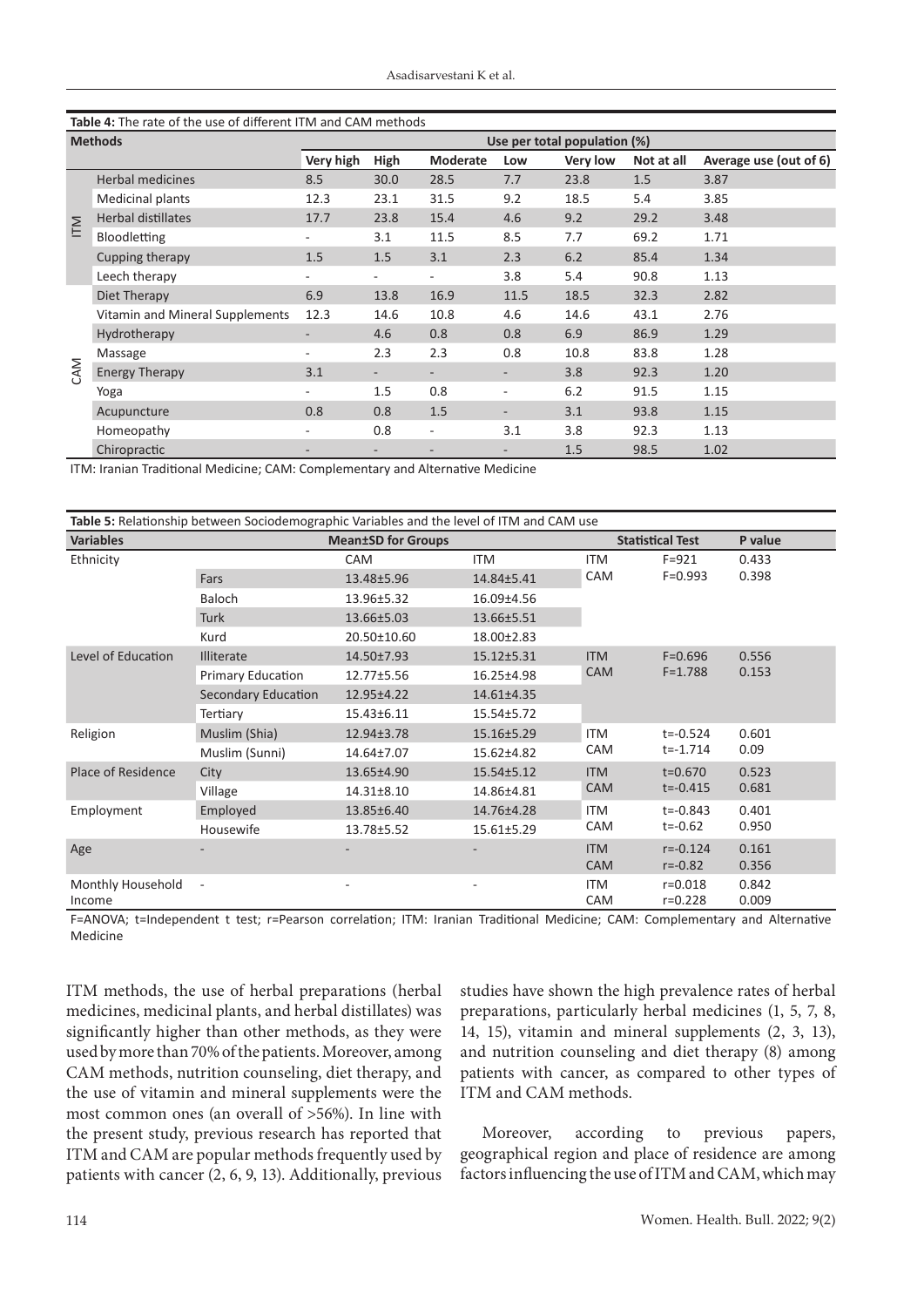**Table 4:** The rate of the use of different ITM and CAM methods

| Methods | | Use per total population (%) | | | | | | |
|---|---|---|---|---|---|---|---|---|
| | | Very high | High | Moderate | Low | Very low | Not at all | Average use (out of 6) |
| ITM | Herbal medicines | 8.5 | 30.0 | 28.5 | 7.7 | 23.8 | 1.5 | 3.87 |
| | Medicinal plants | 12.3 | 23.1 | 31.5 | 9.2 | 18.5 | 5.4 | 3.85 |
| | Herbal distillates | 17.7 | 23.8 | 15.4 | 4.6 | 9.2 | 29.2 | 3.48 |
| | Bloodletting | - | 3.1 | 11.5 | 8.5 | 7.7 | 69.2 | 1.71 |
| | Cupping therapy | 1.5 | 1.5 | 3.1 | 2.3 | 6.2 | 85.4 | 1.34 |
| | Leech therapy | - | - | - | 3.8 | 5.4 | 90.8 | 1.13 |
| CAM | Diet Therapy | 6.9 | 13.8 | 16.9 | 11.5 | 18.5 | 32.3 | 2.82 |
| | Vitamin and Mineral Supplements | 12.3 | 14.6 | 10.8 | 4.6 | 14.6 | 43.1 | 2.76 |
| | Hydrotherapy | - | 4.6 | 0.8 | 0.8 | 6.9 | 86.9 | 1.29 |
| | Massage | - | 2.3 | 2.3 | 0.8 | 10.8 | 83.8 | 1.28 |
| | Energy Therapy | 3.1 | - | - | - | 3.8 | 92.3 | 1.20 |
| | Yoga | - | 1.5 | 0.8 | - | 6.2 | 91.5 | 1.15 |
| | Acupuncture | 0.8 | 0.8 | 1.5 | - | 3.1 | 93.8 | 1.15 |
| | Homeopathy | - | 0.8 | - | 3.1 | 3.8 | 92.3 | 1.13 |
| | Chiropractic | - | - | - | - | 1.5 | 98.5 | 1.02 |

ITM: Iranian Traditional Medicine; CAM: Complementary and Alternative Medicine

**Table 5:** Relationship between Sociodemographic Variables and the level of ITM and CAM use

| Variables | | Mean±SD for Groups | | Statistical Test | | P value |
|---|---|---|---|---|---|---|
| | | CAM | ITM | | | |
| Ethnicity | Fars | 13.48±5.96 | 14.84±5.41 | ITM | F=921 | 0.433 |
| | Baloch | 13.96±5.32 | 16.09±4.56 | CAM | F=0.993 | 0.398 |
| | Turk | 13.66±5.03 | 13.66±5.51 | | | |
| | Kurd | 20.50±10.60 | 18.00±2.83 | | | |
| Level of Education | Illiterate | 14.50±7.93 | 15.12±5.31 | ITM | F=0.696 | 0.556 |
| | Primary Education | 12.77±5.56 | 16.25±4.98 | CAM | F=1.788 | 0.153 |
| | Secondary Education | 12.95±4.22 | 14.61±4.35 | | | |
| | Tertiary | 15.43±6.11 | 15.54±5.72 | | | |
| Religion | Muslim (Shia) | 12.94±3.78 | 15.16±5.29 | ITM | t=-0.524 | 0.601 |
| | Muslim (Sunni) | 14.64±7.07 | 15.62±4.82 | CAM | t=-1.714 | 0.09 |
| Place of Residence | City | 13.65±4.90 | 15.54±5.12 | ITM | t=0.670 | 0.523 |
| | Village | 14.31±8.10 | 14.86±4.81 | CAM | t=-0.415 | 0.681 |
| Employment | Employed | 13.85±6.40 | 14.76±4.28 | ITM | t=-0.843 | 0.401 |
| | Housewife | 13.78±5.52 | 15.61±5.29 | CAM | t=-0.62 | 0.950 |
| Age | - | - | - | ITM | r=-0.124 | 0.161 |
| | | | | CAM | r=-0.82 | 0.356 |
| Monthly Household Income | - | - | - | ITM | r=0.018 | 0.842 |
| | | | | CAM | r=0.228 | 0.009 |

F=ANOVA; t=Independent t test; r=Pearson correlation; ITM: Iranian Traditional Medicine; CAM: Complementary and Alternative Medicine

ITM methods, the use of herbal preparations (herbal medicines, medicinal plants, and herbal distillates) was significantly higher than other methods, as they were used by more than 70% of the patients. Moreover, among CAM methods, nutrition counseling, diet therapy, and the use of vitamin and mineral supplements were the most common ones (an overall of >56%). In line with the present study, previous research has reported that ITM and CAM are popular methods frequently used by patients with cancer (2, 6, 9, 13). Additionally, previous studies have shown the high prevalence rates of herbal preparations, particularly herbal medicines (1, 5, 7, 8, 14, 15), vitamin and mineral supplements (2, 3, 13), and nutrition counseling and diet therapy (8) among patients with cancer, as compared to other types of ITM and CAM methods.

Moreover, according to previous papers, geographical region and place of residence are among factors influencing the use of ITM and CAM, which may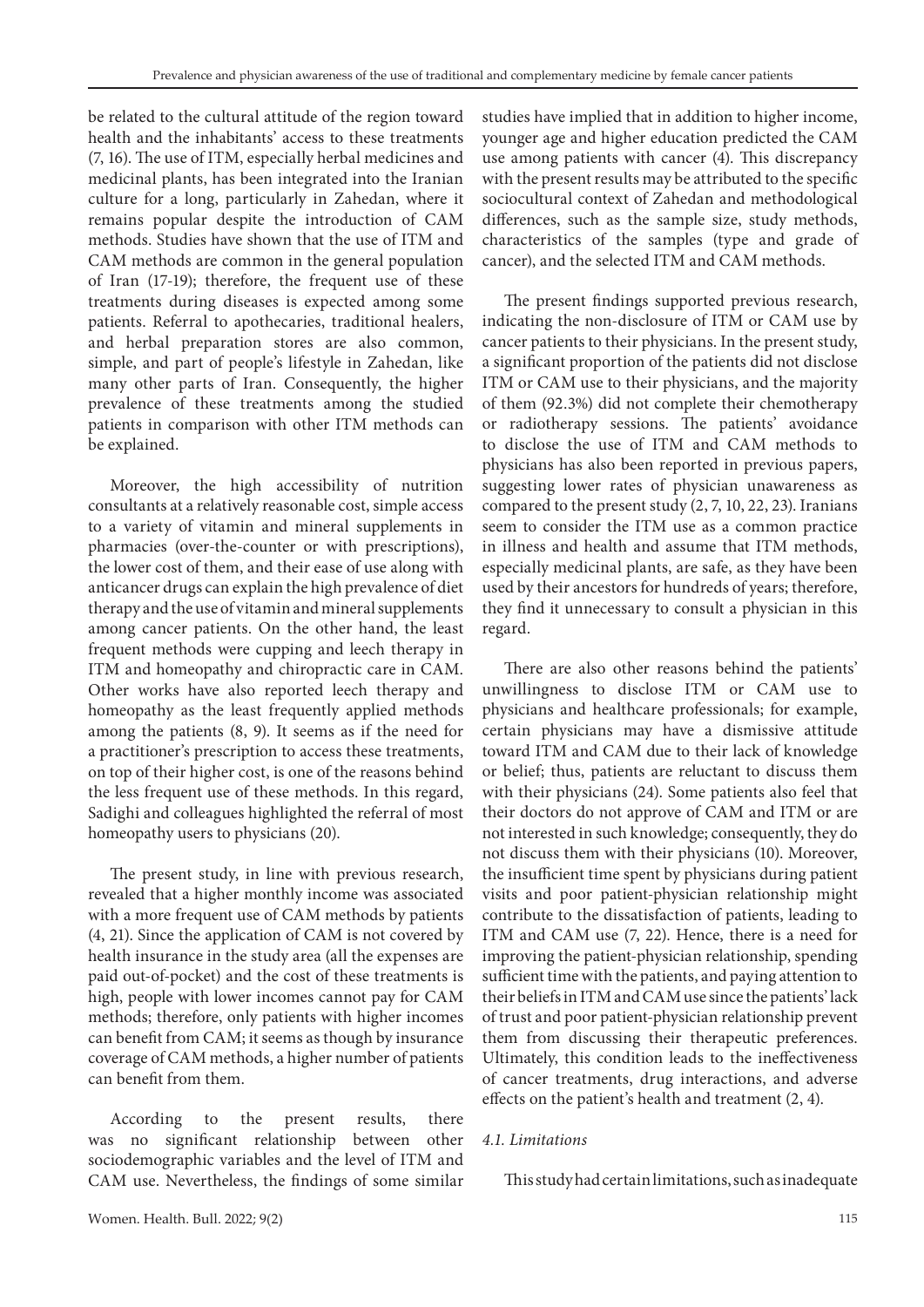be related to the cultural attitude of the region toward health and the inhabitants' access to these treatments (7, 16). The use of ITM, especially herbal medicines and medicinal plants, has been integrated into the Iranian culture for a long, particularly in Zahedan, where it remains popular despite the introduction of CAM methods. Studies have shown that the use of ITM and CAM methods are common in the general population of Iran (17-19); therefore, the frequent use of these treatments during diseases is expected among some patients. Referral to apothecaries, traditional healers, and herbal preparation stores are also common, simple, and part of people's lifestyle in Zahedan, like many other parts of Iran. Consequently, the higher prevalence of these treatments among the studied patients in comparison with other ITM methods can be explained.

Moreover, the high accessibility of nutrition consultants at a relatively reasonable cost, simple access to a variety of vitamin and mineral supplements in pharmacies (over-the-counter or with prescriptions), the lower cost of them, and their ease of use along with anticancer drugs can explain the high prevalence of diet therapy and the use of vitamin and mineral supplements among cancer patients. On the other hand, the least frequent methods were cupping and leech therapy in ITM and homeopathy and chiropractic care in CAM. Other works have also reported leech therapy and homeopathy as the least frequently applied methods among the patients (8, 9). It seems as if the need for a practitioner's prescription to access these treatments, on top of their higher cost, is one of the reasons behind the less frequent use of these methods. In this regard, Sadighi and colleagues highlighted the referral of most homeopathy users to physicians (20).

The present study, in line with previous research, revealed that a higher monthly income was associated with a more frequent use of CAM methods by patients (4, 21). Since the application of CAM is not covered by health insurance in the study area (all the expenses are paid out-of-pocket) and the cost of these treatments is high, people with lower incomes cannot pay for CAM methods; therefore, only patients with higher incomes can benefit from CAM; it seems as though by insurance coverage of CAM methods, a higher number of patients can benefit from them.

According to the present results, there was no significant relationship between other sociodemographic variables and the level of ITM and CAM use. Nevertheless, the findings of some similar studies have implied that in addition to higher income, younger age and higher education predicted the CAM use among patients with cancer (4). This discrepancy with the present results may be attributed to the specific sociocultural context of Zahedan and methodological differences, such as the sample size, study methods, characteristics of the samples (type and grade of cancer), and the selected ITM and CAM methods.

The present findings supported previous research, indicating the non-disclosure of ITM or CAM use by cancer patients to their physicians. In the present study, a significant proportion of the patients did not disclose ITM or CAM use to their physicians, and the majority of them (92.3%) did not complete their chemotherapy or radiotherapy sessions. The patients' avoidance to disclose the use of ITM and CAM methods to physicians has also been reported in previous papers, suggesting lower rates of physician unawareness as compared to the present study (2, 7, 10, 22, 23). Iranians seem to consider the ITM use as a common practice in illness and health and assume that ITM methods, especially medicinal plants, are safe, as they have been used by their ancestors for hundreds of years; therefore, they find it unnecessary to consult a physician in this regard.

There are also other reasons behind the patients' unwillingness to disclose ITM or CAM use to physicians and healthcare professionals; for example, certain physicians may have a dismissive attitude toward ITM and CAM due to their lack of knowledge or belief; thus, patients are reluctant to discuss them with their physicians (24). Some patients also feel that their doctors do not approve of CAM and ITM or are not interested in such knowledge; consequently, they do not discuss them with their physicians (10). Moreover, the insufficient time spent by physicians during patient visits and poor patient-physician relationship might contribute to the dissatisfaction of patients, leading to ITM and CAM use (7, 22). Hence, there is a need for improving the patient-physician relationship, spending sufficient time with the patients, and paying attention to their beliefs in ITM and CAM use since the patients' lack of trust and poor patient-physician relationship prevent them from discussing their therapeutic preferences. Ultimately, this condition leads to the ineffectiveness of cancer treatments, drug interactions, and adverse effects on the patient's health and treatment (2, 4).

### *4.1. Limitations*

This study had certain limitations, such as inadequate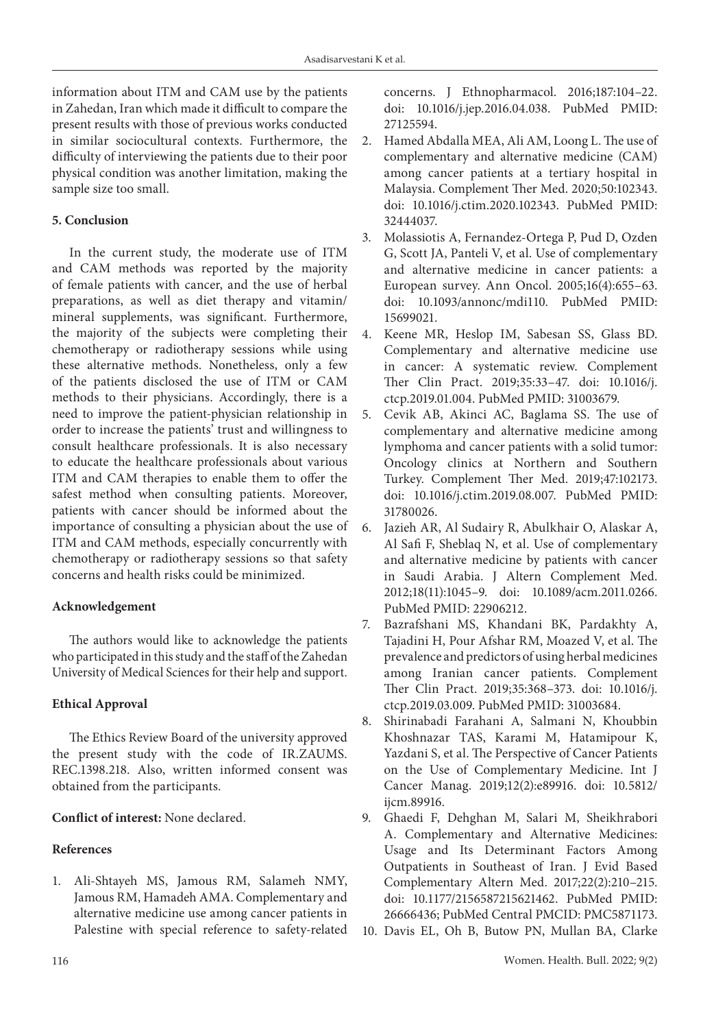information about ITM and CAM use by the patients in Zahedan, Iran which made it difficult to compare the present results with those of previous works conducted in similar sociocultural contexts. Furthermore, the difficulty of interviewing the patients due to their poor physical condition was another limitation, making the sample size too small.

## 5. Conclusion

In the current study, the moderate use of ITM and CAM methods was reported by the majority of female patients with cancer, and the use of herbal preparations, as well as diet therapy and vitamin/mineral supplements, was significant. Furthermore, the majority of the subjects were completing their chemotherapy or radiotherapy sessions while using these alternative methods. Nonetheless, only a few of the patients disclosed the use of ITM or CAM methods to their physicians. Accordingly, there is a need to improve the patient-physician relationship in order to increase the patients' trust and willingness to consult healthcare professionals. It is also necessary to educate the healthcare professionals about various ITM and CAM therapies to enable them to offer the safest method when consulting patients. Moreover, patients with cancer should be informed about the importance of consulting a physician about the use of ITM and CAM methods, especially concurrently with chemotherapy or radiotherapy sessions so that safety concerns and health risks could be minimized.

## Acknowledgement

The authors would like to acknowledge the patients who participated in this study and the staff of the Zahedan University of Medical Sciences for their help and support.

## Ethical Approval

The Ethics Review Board of the university approved the present study with the code of IR.ZAUMS.REC.1398.218. Also, written informed consent was obtained from the participants.

**Conflict of interest:** None declared.

## References

1. Ali-Shtayeh MS, Jamous RM, Salameh NMY, Jamous RM, Hamadeh AMA. Complementary and alternative medicine use among cancer patients in Palestine with special reference to safety-related concerns. J Ethnopharmacol. 2016;187:104–22. doi: 10.1016/j.jep.2016.04.038. PubMed PMID: 27125594.
2. Hamed Abdalla MEA, Ali AM, Loong L. The use of complementary and alternative medicine (CAM) among cancer patients at a tertiary hospital in Malaysia. Complement Ther Med. 2020;50:102343. doi: 10.1016/j.ctim.2020.102343. PubMed PMID: 32444037.
3. Molassiotis A, Fernandez-Ortega P, Pud D, Ozden G, Scott JA, Panteli V, et al. Use of complementary and alternative medicine in cancer patients: a European survey. Ann Oncol. 2005;16(4):655–63. doi: 10.1093/annonc/mdi110. PubMed PMID: 15699021.
4. Keene MR, Heslop IM, Sabesan SS, Glass BD. Complementary and alternative medicine use in cancer: A systematic review. Complement Ther Clin Pract. 2019;35:33–47. doi: 10.1016/j.ctcp.2019.01.004. PubMed PMID: 31003679.
5. Cevik AB, Akinci AC, Baglama SS. The use of complementary and alternative medicine among lymphoma and cancer patients with a solid tumor: Oncology clinics at Northern and Southern Turkey. Complement Ther Med. 2019;47:102173. doi: 10.1016/j.ctim.2019.08.007. PubMed PMID: 31780026.
6. Jazieh AR, Al Sudairy R, Abulkhair O, Alaskar A, Al Safi F, Sheblaq N, et al. Use of complementary and alternative medicine by patients with cancer in Saudi Arabia. J Altern Complement Med. 2012;18(11):1045–9. doi: 10.1089/acm.2011.0266. PubMed PMID: 22906212.
7. Bazrafshani MS, Khandani BK, Pardakhty A, Tajadini H, Pour Afshar RM, Moazed V, et al. The prevalence and predictors of using herbal medicines among Iranian cancer patients. Complement Ther Clin Pract. 2019;35:368–373. doi: 10.1016/j.ctcp.2019.03.009. PubMed PMID: 31003684.
8. Shirinabadi Farahani A, Salmani N, Khoubbin Khoshnazar TAS, Karami M, Hatamipour K, Yazdani S, et al. The Perspective of Cancer Patients on the Use of Complementary Medicine. Int J Cancer Manag. 2019;12(2):e89916. doi: 10.5812/ijcm.89916.
9. Ghaedi F, Dehghan M, Salari M, Sheikhrabori A. Complementary and Alternative Medicines: Usage and Its Determinant Factors Among Outpatients in Southeast of Iran. J Evid Based Complementary Altern Med. 2017;22(2):210–215. doi: 10.1177/2156587215621462. PubMed PMID: 26666436; PubMed Central PMCID: PMC5871173.
10. Davis EL, Oh B, Butow PN, Mullan BA, Clarke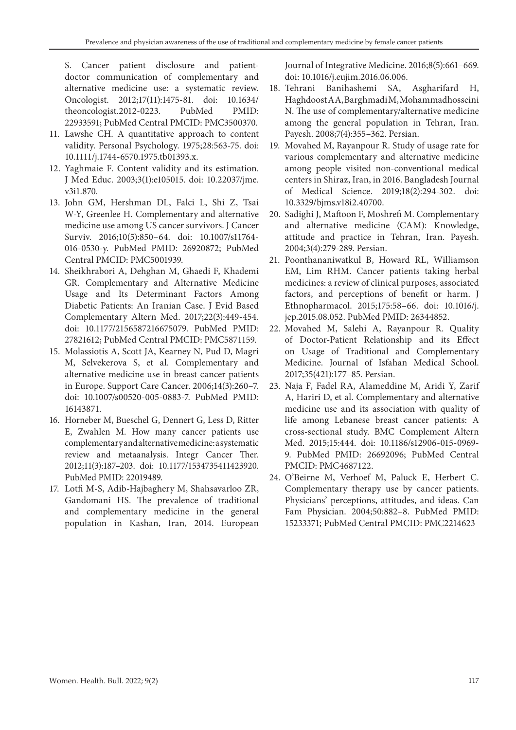S. Cancer patient disclosure and patient-doctor communication of complementary and alternative medicine use: a systematic review. Oncologist. 2012;17(11):1475-81. doi: 10.1634/theoncologist.2012-0223. PubMed PMID: 22933591; PubMed Central PMCID: PMC3500370.

11. Lawshe CH. A quantitative approach to content validity. Personal Psychology. 1975;28:563-75. doi: 10.1111/j.1744-6570.1975.tb01393.x.
12. Yaghmaie F. Content validity and its estimation. J Med Educ. 2003;3(1):e105015. doi: 10.22037/jme.v3i1.870.
13. John GM, Hershman DL, Falci L, Shi Z, Tsai W-Y, Greenlee H. Complementary and alternative medicine use among US cancer survivors. J Cancer Surviv. 2016;10(5):850–64. doi: 10.1007/s11764-016-0530-y. PubMed PMID: 26920872; PubMed Central PMCID: PMC5001939.
14. Sheikhrabori A, Dehghan M, Ghaedi F, Khademi GR. Complementary and Alternative Medicine Usage and Its Determinant Factors Among Diabetic Patients: An Iranian Case. J Evid Based Complementary Altern Med. 2017;22(3):449-454. doi: 10.1177/2156587216675079. PubMed PMID: 27821612; PubMed Central PMCID: PMC5871159.
15. Molassiotis A, Scott JA, Kearney N, Pud D, Magri M, Selvekerova S, et al. Complementary and alternative medicine use in breast cancer patients in Europe. Support Care Cancer. 2006;14(3):260–7. doi: 10.1007/s00520-005-0883-7. PubMed PMID: 16143871.
16. Horneber M, Bueschel G, Dennert G, Less D, Ritter E, Zwahlen M. How many cancer patients use complementary and alternative medicine: a systematic review and metaanalysis. Integr Cancer Ther. 2012;11(3):187–203. doi: 10.1177/1534735411423920. PubMed PMID: 22019489.
17. Lotfi M-S, Adib-Hajbaghery M, Shahsavarloo ZR, Gandomani HS. The prevalence of traditional and complementary medicine in the general population in Kashan, Iran, 2014. European Journal of Integrative Medicine. 2016;8(5):661–669. doi: 10.1016/j.eujim.2016.06.006.
18. Tehrani Banihashemi SA, Asgharifard H, Haghdoost AA, Barghmadi M, Mohammadhosseini N. The use of complementary/alternative medicine among the general population in Tehran, Iran. Payesh. 2008;7(4):355–362. Persian.
19. Movahed M, Rayanpour R. Study of usage rate for various complementary and alternative medicine among people visited non-conventional medical centers in Shiraz, Iran, in 2016. Bangladesh Journal of Medical Science. 2019;18(2):294-302. doi: 10.3329/bjms.v18i2.40700.
20. Sadighi J, Maftoon F, Moshrefi M. Complementary and alternative medicine (CAM): Knowledge, attitude and practice in Tehran, Iran. Payesh. 2004;3(4):279-289. Persian.
21. Poonthananiwatkul B, Howard RL, Williamson EM, Lim RHM. Cancer patients taking herbal medicines: a review of clinical purposes, associated factors, and perceptions of benefit or harm. J Ethnopharmacol. 2015;175:58–66. doi: 10.1016/j.jep.2015.08.052. PubMed PMID: 26344852.
22. Movahed M, Salehi A, Rayanpour R. Quality of Doctor-Patient Relationship and its Effect on Usage of Traditional and Complementary Medicine. Journal of Isfahan Medical School. 2017;35(421):177–85. Persian.
23. Naja F, Fadel RA, Alameddine M, Aridi Y, Zarif A, Hariri D, et al. Complementary and alternative medicine use and its association with quality of life among Lebanese breast cancer patients: A cross-sectional study. BMC Complement Altern Med. 2015;15:444. doi: 10.1186/s12906-015-0969-9. PubMed PMID: 26692096; PubMed Central PMCID: PMC4687122.
24. O'Beirne M, Verhoef M, Paluck E, Herbert C. Complementary therapy use by cancer patients. Physicians' perceptions, attitudes, and ideas. Can Fam Physician. 2004;50:882–8. PubMed PMID: 15233371; PubMed Central PMCID: PMC2214623